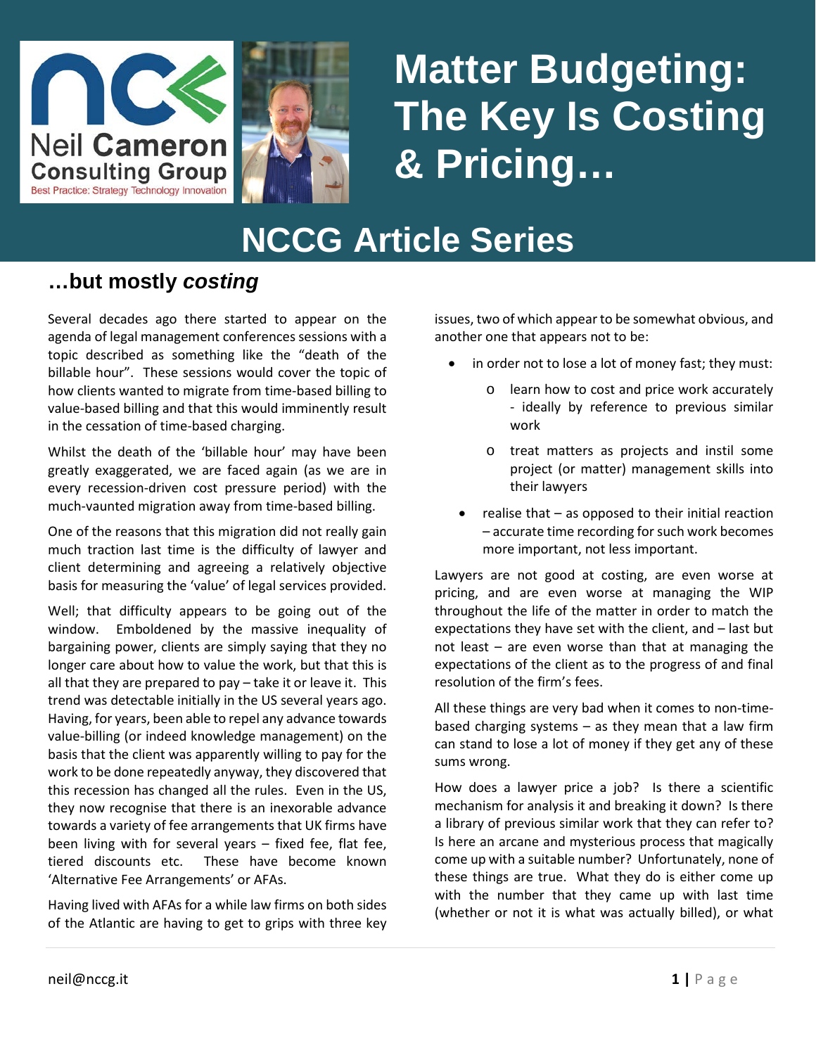# Matter Budgeting: The Key Is Costing & Pricing…

Neil Cameron Consulting Group
Best Practice: Strategy Technology Innovation

## NCCG Article Series

### …but mostly *costing*

Several decades ago there started to appear on the agenda of legal management conferences sessions with a topic described as something like the "death of the billable hour". These sessions would cover the topic of how clients wanted to migrate from time-based billing to value-based billing and that this would imminently result in the cessation of time-based charging.

Whilst the death of the 'billable hour' may have been greatly exaggerated, we are faced again (as we are in every recession-driven cost pressure period) with the much-vaunted migration away from time-based billing.

One of the reasons that this migration did not really gain much traction last time is the difficulty of lawyer and client determining and agreeing a relatively objective basis for measuring the 'value' of legal services provided.

Well; that difficulty appears to be going out of the window. Emboldened by the massive inequality of bargaining power, clients are simply saying that they no longer care about how to value the work, but that this is all that they are prepared to pay – take it or leave it. This trend was detectable initially in the US several years ago. Having, for years, been able to repel any advance towards value-billing (or indeed knowledge management) on the basis that the client was apparently willing to pay for the work to be done repeatedly anyway, they discovered that this recession has changed all the rules. Even in the US, they now recognise that there is an inexorable advance towards a variety of fee arrangements that UK firms have been living with for several years – fixed fee, flat fee, tiered discounts etc. These have become known 'Alternative Fee Arrangements' or AFAs.

Having lived with AFAs for a while law firms on both sides of the Atlantic are having to get to grips with three key issues, two of which appear to be somewhat obvious, and another one that appears not to be:

- in order not to lose a lot of money fast; they must:
  - learn how to cost and price work accurately - ideally by reference to previous similar work
  - treat matters as projects and instil some project (or matter) management skills into their lawyers
- realise that – as opposed to their initial reaction – accurate time recording for such work becomes more important, not less important.

Lawyers are not good at costing, are even worse at pricing, and are even worse at managing the WIP throughout the life of the matter in order to match the expectations they have set with the client, and – last but not least – are even worse than that at managing the expectations of the client as to the progress of and final resolution of the firm's fees.

All these things are very bad when it comes to non-time-based charging systems – as they mean that a law firm can stand to lose a lot of money if they get any of these sums wrong.

How does a lawyer price a job? Is there a scientific mechanism for analysis it and breaking it down? Is there a library of previous similar work that they can refer to? Is here an arcane and mysterious process that magically come up with a suitable number? Unfortunately, none of these things are true. What they do is either come up with the number that they came up with last time (whether or not it is what was actually billed), or what

neil@nccg.it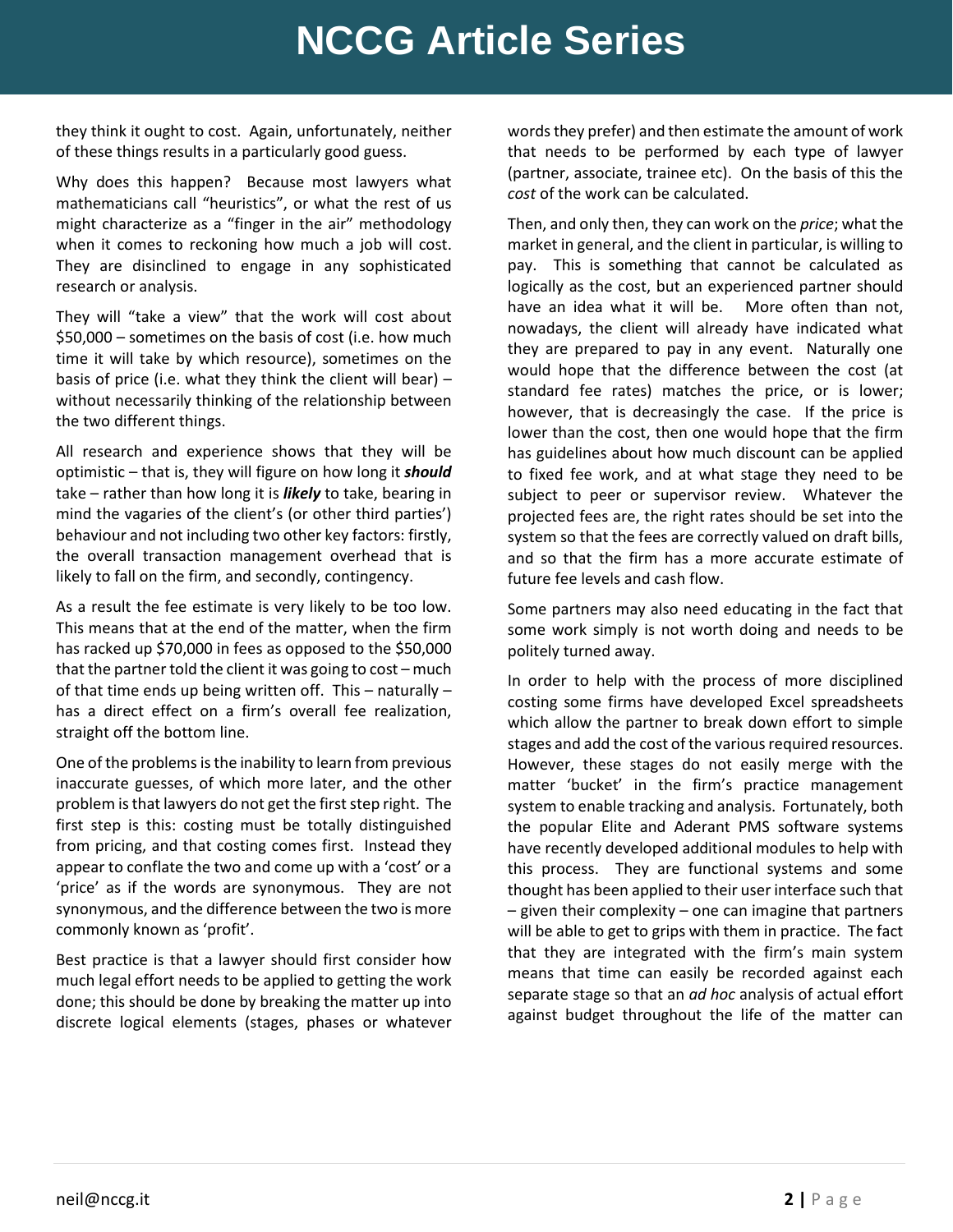they think it ought to cost. Again, unfortunately, neither of these things results in a particularly good guess.

Why does this happen? Because most lawyers what mathematicians call "heuristics", or what the rest of us might characterize as a "finger in the air" methodology when it comes to reckoning how much a job will cost. They are disinclined to engage in any sophisticated research or analysis.

They will "take a view" that the work will cost about $50,000 – sometimes on the basis of cost (i.e. how much time it will take by which resource), sometimes on the basis of price (i.e. what they think the client will bear) – without necessarily thinking of the relationship between the two different things.

All research and experience shows that they will be optimistic – that is, they will figure on how long it ***should*** take – rather than how long it is ***likely*** to take, bearing in mind the vagaries of the client's (or other third parties') behaviour and not including two other key factors: firstly, the overall transaction management overhead that is likely to fall on the firm, and secondly, contingency.

As a result the fee estimate is very likely to be too low. This means that at the end of the matter, when the firm has racked up $70,000 in fees as opposed to the $50,000 that the partner told the client it was going to cost – much of that time ends up being written off. This – naturally – has a direct effect on a firm's overall fee realization, straight off the bottom line.

One of the problems is the inability to learn from previous inaccurate guesses, of which more later, and the other problem is that lawyers do not get the first step right. The first step is this: costing must be totally distinguished from pricing, and that costing comes first. Instead they appear to conflate the two and come up with a 'cost' or a 'price' as if the words are synonymous. They are not synonymous, and the difference between the two is more commonly known as 'profit'.

Best practice is that a lawyer should first consider how much legal effort needs to be applied to getting the work done; this should be done by breaking the matter up into discrete logical elements (stages, phases or whatever words they prefer) and then estimate the amount of work that needs to be performed by each type of lawyer (partner, associate, trainee etc). On the basis of this the *cost* of the work can be calculated.

Then, and only then, they can work on the *price*; what the market in general, and the client in particular, is willing to pay. This is something that cannot be calculated as logically as the cost, but an experienced partner should have an idea what it will be. More often than not, nowadays, the client will already have indicated what they are prepared to pay in any event. Naturally one would hope that the difference between the cost (at standard fee rates) matches the price, or is lower; however, that is decreasingly the case. If the price is lower than the cost, then one would hope that the firm has guidelines about how much discount can be applied to fixed fee work, and at what stage they need to be subject to peer or supervisor review. Whatever the projected fees are, the right rates should be set into the system so that the fees are correctly valued on draft bills, and so that the firm has a more accurate estimate of future fee levels and cash flow.

Some partners may also need educating in the fact that some work simply is not worth doing and needs to be politely turned away.

In order to help with the process of more disciplined costing some firms have developed Excel spreadsheets which allow the partner to break down effort to simple stages and add the cost of the various required resources. However, these stages do not easily merge with the matter 'bucket' in the firm's practice management system to enable tracking and analysis. Fortunately, both the popular Elite and Aderant PMS software systems have recently developed additional modules to help with this process. They are functional systems and some thought has been applied to their user interface such that – given their complexity – one can imagine that partners will be able to get to grips with them in practice. The fact that they are integrated with the firm's main system means that time can easily be recorded against each separate stage so that an *ad hoc* analysis of actual effort against budget throughout the life of the matter can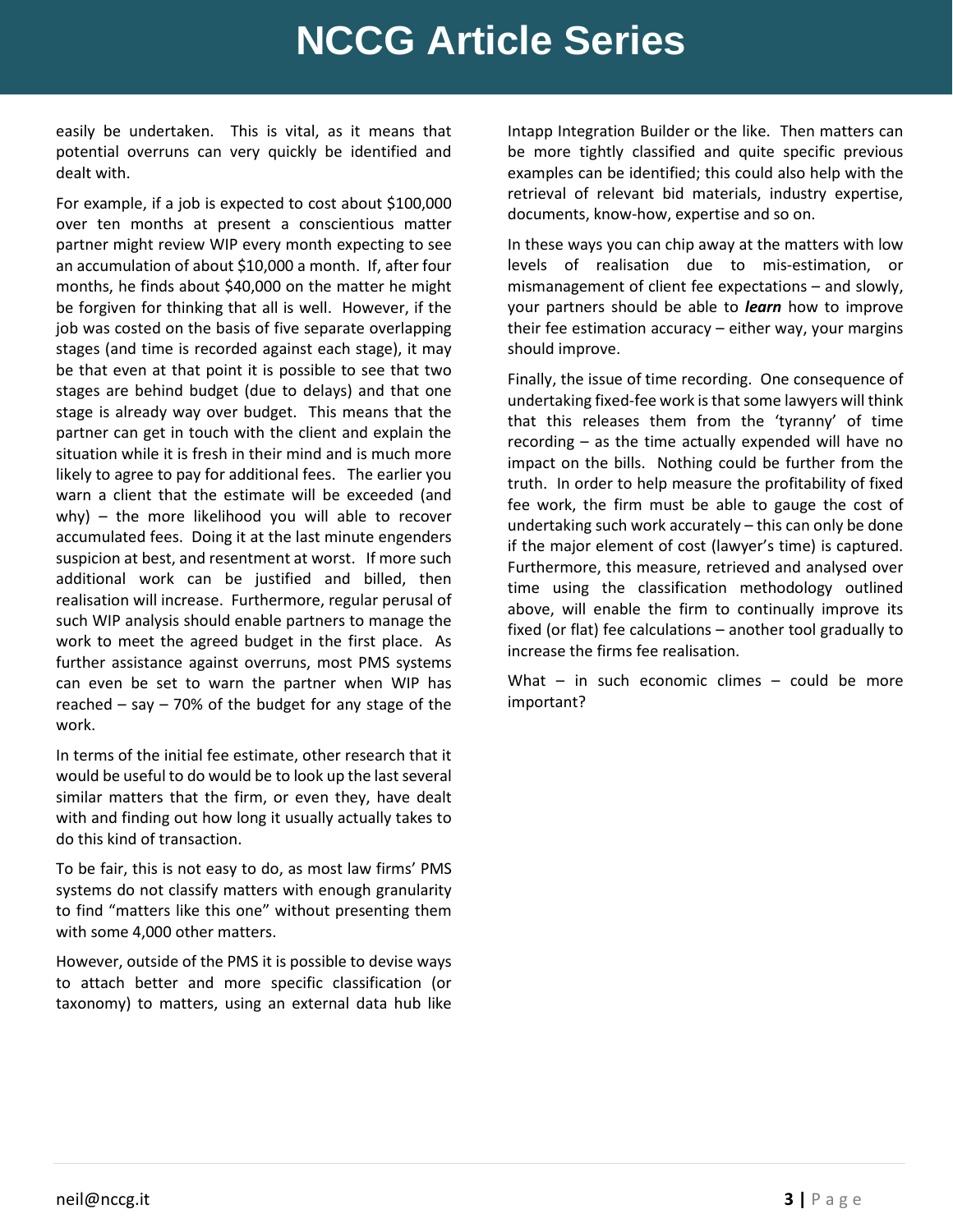easily be undertaken. This is vital, as it means that potential overruns can very quickly be identified and dealt with.

For example, if a job is expected to cost about $100,000 over ten months at present a conscientious matter partner might review WIP every month expecting to see an accumulation of about $10,000 a month. If, after four months, he finds about $40,000 on the matter he might be forgiven for thinking that all is well. However, if the job was costed on the basis of five separate overlapping stages (and time is recorded against each stage), it may be that even at that point it is possible to see that two stages are behind budget (due to delays) and that one stage is already way over budget. This means that the partner can get in touch with the client and explain the situation while it is fresh in their mind and is much more likely to agree to pay for additional fees. The earlier you warn a client that the estimate will be exceeded (and why) – the more likelihood you will able to recover accumulated fees. Doing it at the last minute engenders suspicion at best, and resentment at worst. If more such additional work can be justified and billed, then realisation will increase. Furthermore, regular perusal of such WIP analysis should enable partners to manage the work to meet the agreed budget in the first place. As further assistance against overruns, most PMS systems can even be set to warn the partner when WIP has reached – say – 70% of the budget for any stage of the work.

In terms of the initial fee estimate, other research that it would be useful to do would be to look up the last several similar matters that the firm, or even they, have dealt with and finding out how long it usually actually takes to do this kind of transaction.

To be fair, this is not easy to do, as most law firms' PMS systems do not classify matters with enough granularity to find "matters like this one" without presenting them with some 4,000 other matters.

However, outside of the PMS it is possible to devise ways to attach better and more specific classification (or taxonomy) to matters, using an external data hub like Intapp Integration Builder or the like. Then matters can be more tightly classified and quite specific previous examples can be identified; this could also help with the retrieval of relevant bid materials, industry expertise, documents, know-how, expertise and so on.

In these ways you can chip away at the matters with low levels of realisation due to mis-estimation, or mismanagement of client fee expectations – and slowly, your partners should be able to ***learn*** how to improve their fee estimation accuracy – either way, your margins should improve.

Finally, the issue of time recording. One consequence of undertaking fixed-fee work is that some lawyers will think that this releases them from the 'tyranny' of time recording – as the time actually expended will have no impact on the bills. Nothing could be further from the truth. In order to help measure the profitability of fixed fee work, the firm must be able to gauge the cost of undertaking such work accurately – this can only be done if the major element of cost (lawyer's time) is captured. Furthermore, this measure, retrieved and analysed over time using the classification methodology outlined above, will enable the firm to continually improve its fixed (or flat) fee calculations – another tool gradually to increase the firms fee realisation.

What – in such economic climes – could be more important?